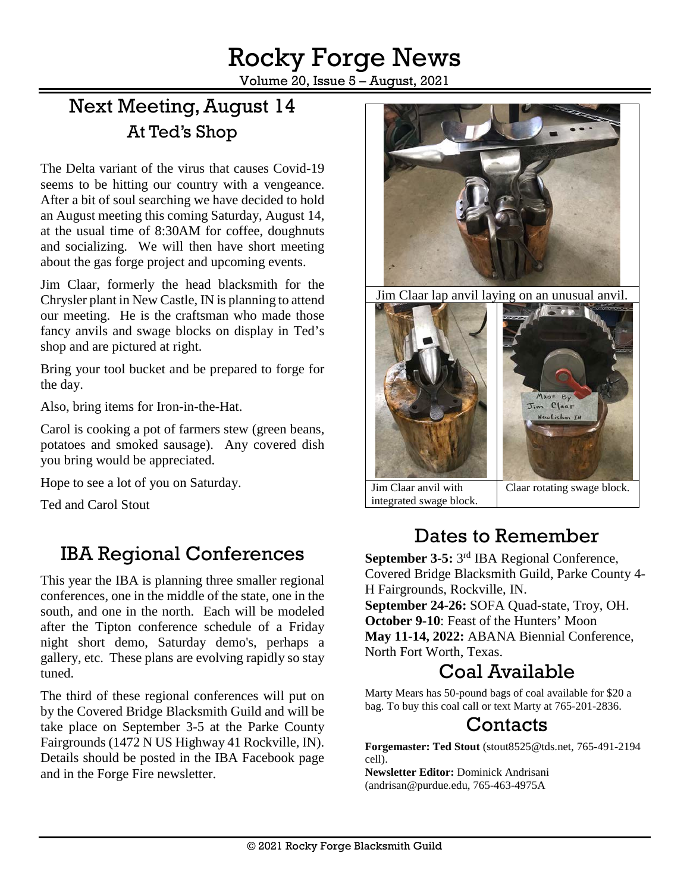# Rocky Forge News

Volume 20, Issue 5 – August, 2021

## Next Meeting, August 14

### At Ted's Shop

The Delta variant of the virus that causes Covid-19 seems to be hitting our country with a vengeance. After a bit of soul searching we have decided to hold an August meeting this coming Saturday, August 14, at the usual time of 8:30AM for coffee, doughnuts and socializing. We will then have short meeting about the gas forge project and upcoming events.

Jim Claar, formerly the head blacksmith for the Chrysler plant in New Castle, IN is planning to attend our meeting. He is the craftsman who made those fancy anvils and swage blocks on display in Ted's shop and are pictured at right.

Bring your tool bucket and be prepared to forge for the day.

Also, bring items for Iron-in-the-Hat.

Carol is cooking a pot of farmers stew (green beans, potatoes and smoked sausage). Any covered dish you bring would be appreciated.

Hope to see a lot of you on Saturday.

Ted and Carol Stout

Jim Claar lap anvil laying on an unusual anvil.

Jim Claar anvil with integrated swage block.

Claar rotating swage block.

## IBA Regional Conferences

This year the IBA is planning three smaller regional conferences, one in the middle of the state, one in the south, and one in the north. Each will be modeled after the Tipton conference schedule of a Friday night short demo, Saturday demo's, perhaps a gallery, etc. These plans are evolving rapidly so stay tuned.

The third of these regional conferences will put on by the Covered Bridge Blacksmith Guild and will be take place on September 3-5 at the Parke County Fairgrounds (1472 N US Highway 41 Rockville, IN). Details should be posted in the IBA Facebook page and in the Forge Fire newsletter.

## Dates to Remember

**September 3-5:** 3rd IBA Regional Conference, Covered Bridge Blacksmith Guild, Parke County 4-H Fairgrounds, Rockville, IN.
**September 24-26:** SOFA Quad-state, Troy, OH.
**October 9-10**: Feast of the Hunters' Moon
**May 11-14, 2022:** ABANA Biennial Conference, North Fort Worth, Texas.

## Coal Available

Marty Mears has 50-pound bags of coal available for $20 a bag. To buy this coal call or text Marty at 765-201-2836.

## Contacts

**Forgemaster: Ted Stout** (stout8525@tds.net, 765-491-2194 cell).
**Newsletter Editor:** Dominick Andrisani (andrisan@purdue.edu, 765-463-4975A

© 2021 Rocky Forge Blacksmith Guild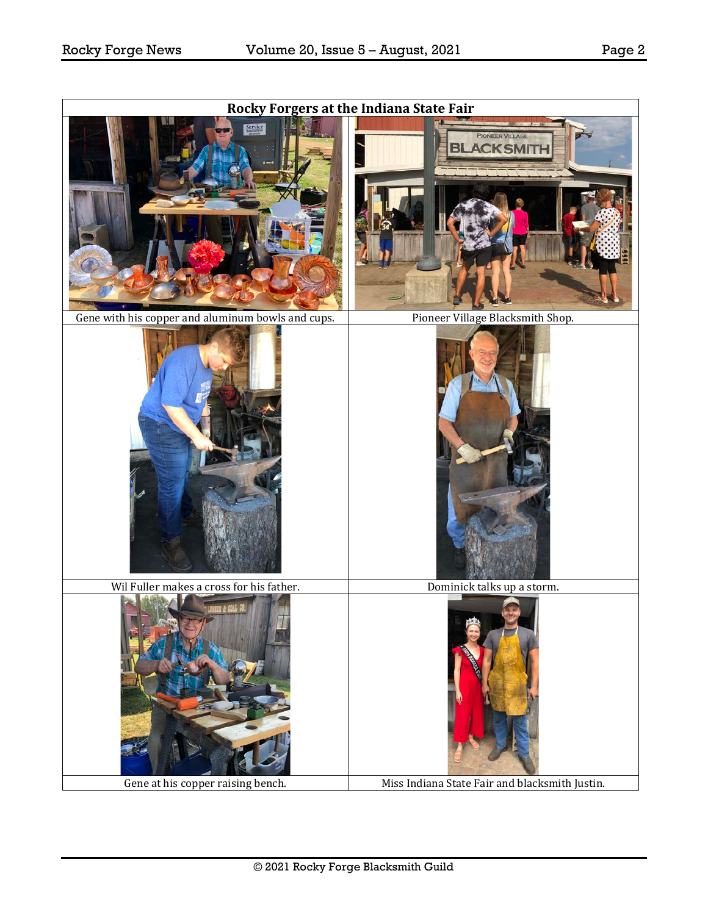## Rocky Forgers at the Indiana State Fair

Gene with his copper and aluminum bowls and cups.

Pioneer Village Blacksmith Shop.

Wil Fuller makes a cross for his father.

Dominick talks up a storm.

Gene at his copper raising bench.

Miss Indiana State Fair and blacksmith Justin.

© 2021 Rocky Forge Blacksmith Guild